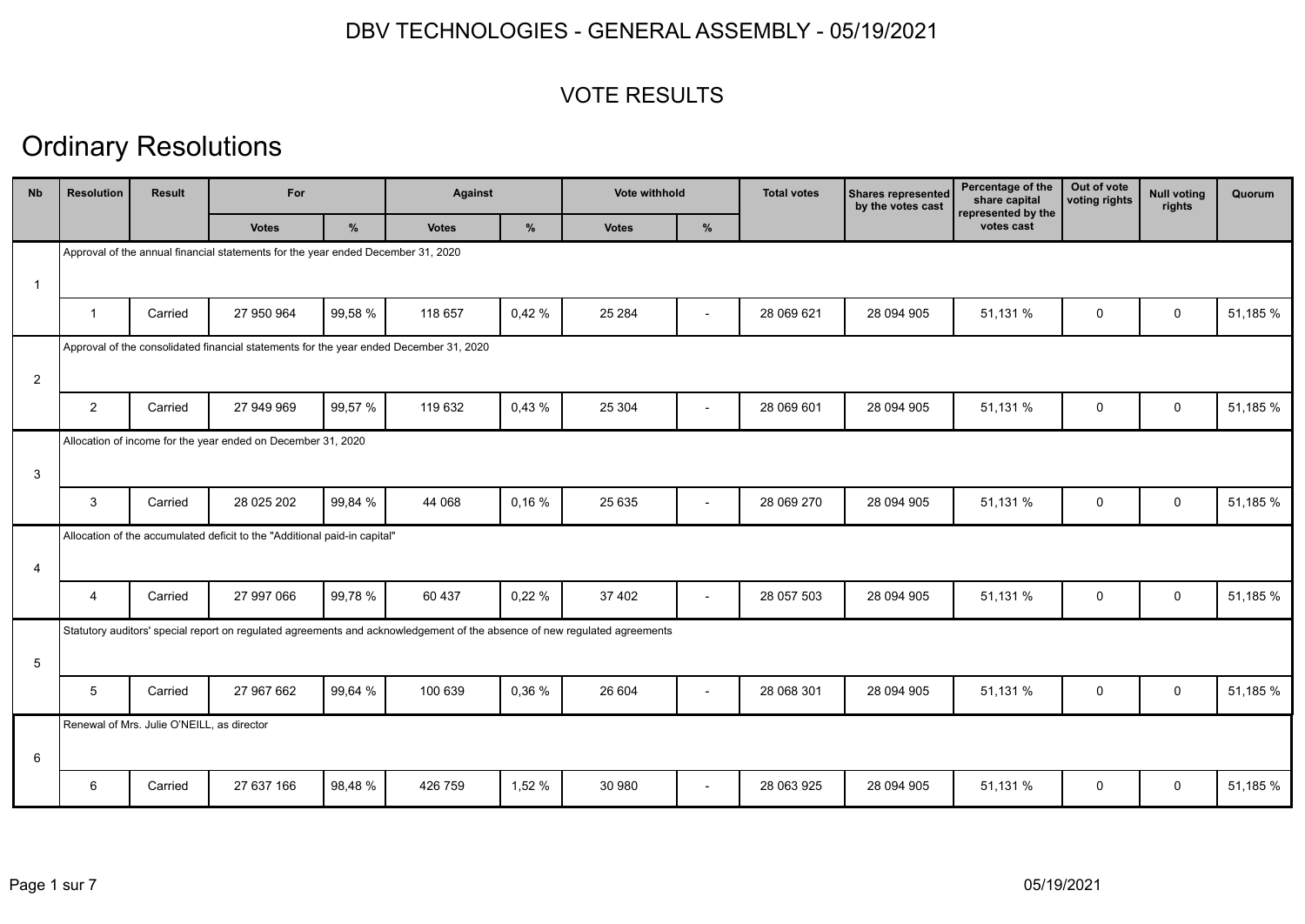# DBV TECHNOLOGIES - GENERAL ASSEMBLY - 05/19/2021

## VOTE RESULTS

## Ordinary Resolutions

| Nb | Resolution | Result | For | | Against | | Vote withhold | | Total votes | Shares represented by the votes cast | Percentage of the share capital represented by the votes cast | Out of vote voting rights | Null voting rights | Quorum |
|---|---|---|---|---|---|---|---|---|---|---|---|---|---|---|
| | | | Votes | % | Votes | % | Votes | % | | | | | | |
| 1 | Approval of the annual financial statements for the year ended December 31, 2020 | | | | | | | | | | | | | |
| | 1 | Carried | 27 950 964 | 99,58 % | 118 657 | 0,42 % | 25 284 | - | 28 069 621 | 28 094 905 | 51,131 % | 0 | 0 | 51,185 % |
| 2 | Approval of the consolidated financial statements for the year ended December 31, 2020 | | | | | | | | | | | | | |
| | 2 | Carried | 27 949 969 | 99,57 % | 119 632 | 0,43 % | 25 304 | - | 28 069 601 | 28 094 905 | 51,131 % | 0 | 0 | 51,185 % |
| 3 | Allocation of income for the year ended on December 31, 2020 | | | | | | | | | | | | | |
| | 3 | Carried | 28 025 202 | 99,84 % | 44 068 | 0,16 % | 25 635 | - | 28 069 270 | 28 094 905 | 51,131 % | 0 | 0 | 51,185 % |
| 4 | Allocation of the accumulated deficit to the "Additional paid-in capital" | | | | | | | | | | | | | |
| | 4 | Carried | 27 997 066 | 99,78 % | 60 437 | 0,22 % | 37 402 | - | 28 057 503 | 28 094 905 | 51,131 % | 0 | 0 | 51,185 % |
| 5 | Statutory auditors' special report on regulated agreements and acknowledgement of the absence of new regulated agreements | | | | | | | | | | | | | |
| | 5 | Carried | 27 967 662 | 99,64 % | 100 639 | 0,36 % | 26 604 | - | 28 068 301 | 28 094 905 | 51,131 % | 0 | 0 | 51,185 % |
| 6 | Renewal of Mrs. Julie O'NEILL, as director | | | | | | | | | | | | | |
| | 6 | Carried | 27 637 166 | 98,48 % | 426 759 | 1,52 % | 30 980 | - | 28 063 925 | 28 094 905 | 51,131 % | 0 | 0 | 51,185 % |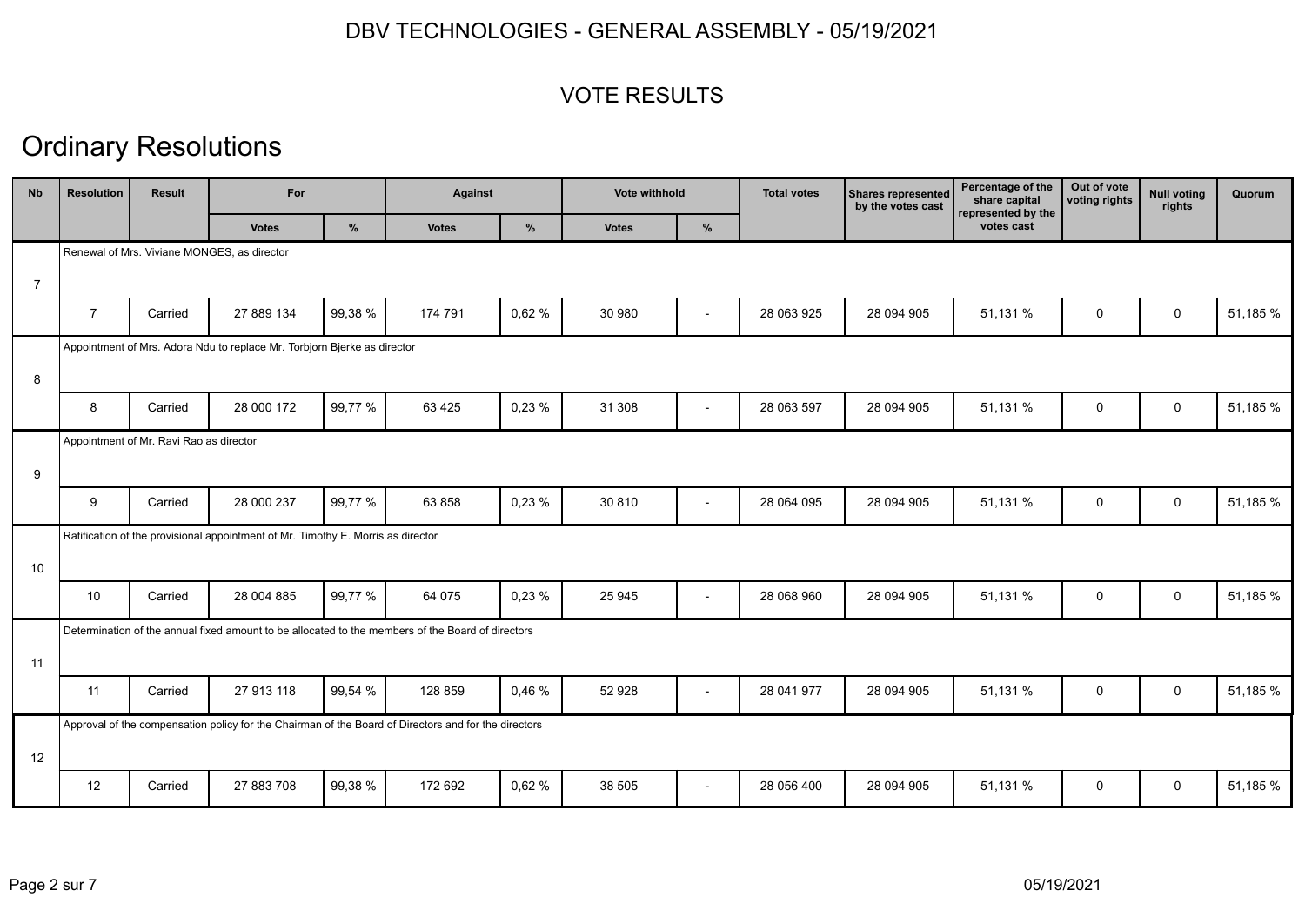DBV TECHNOLOGIES - GENERAL ASSEMBLY - 05/19/2021

VOTE RESULTS

# Ordinary Resolutions

| Nb | Resolution | Result | For | | Against | | Vote withhold | | Total votes | Shares represented by the votes cast | Percentage of the share capital represented by the votes cast | Out of vote voting rights | Null voting rights | Quorum |
|---|---|---|---|---|---|---|---|---|---|---|---|---|---|---|
| | | | Votes | % | Votes | % | Votes | % | | | | | | |
| 7 | Renewal of Mrs. Viviane MONGES, as director | | | | | | | | | | | | | |
| | 7 | Carried | 27 889 134 | 99,38 % | 174 791 | 0,62 % | 30 980 | - | 28 063 925 | 28 094 905 | 51,131 % | 0 | 0 | 51,185 % |
| 8 | Appointment of Mrs. Adora Ndu to replace Mr. Torbjorn Bjerke as director | | | | | | | | | | | | | |
| | 8 | Carried | 28 000 172 | 99,77 % | 63 425 | 0,23 % | 31 308 | - | 28 063 597 | 28 094 905 | 51,131 % | 0 | 0 | 51,185 % |
| 9 | Appointment of Mr. Ravi Rao as director | | | | | | | | | | | | | |
| | 9 | Carried | 28 000 237 | 99,77 % | 63 858 | 0,23 % | 30 810 | - | 28 064 095 | 28 094 905 | 51,131 % | 0 | 0 | 51,185 % |
| 10 | Ratification of the provisional appointment of Mr. Timothy E. Morris as director | | | | | | | | | | | | | |
| | 10 | Carried | 28 004 885 | 99,77 % | 64 075 | 0,23 % | 25 945 | - | 28 068 960 | 28 094 905 | 51,131 % | 0 | 0 | 51,185 % |
| 11 | Determination of the annual fixed amount to be allocated to the members of the Board of directors | | | | | | | | | | | | | |
| | 11 | Carried | 27 913 118 | 99,54 % | 128 859 | 0,46 % | 52 928 | - | 28 041 977 | 28 094 905 | 51,131 % | 0 | 0 | 51,185 % |
| 12 | Approval of the compensation policy for the Chairman of the Board of Directors and for the directors | | | | | | | | | | | | | |
| | 12 | Carried | 27 883 708 | 99,38 % | 172 692 | 0,62 % | 38 505 | - | 28 056 400 | 28 094 905 | 51,131 % | 0 | 0 | 51,185 % |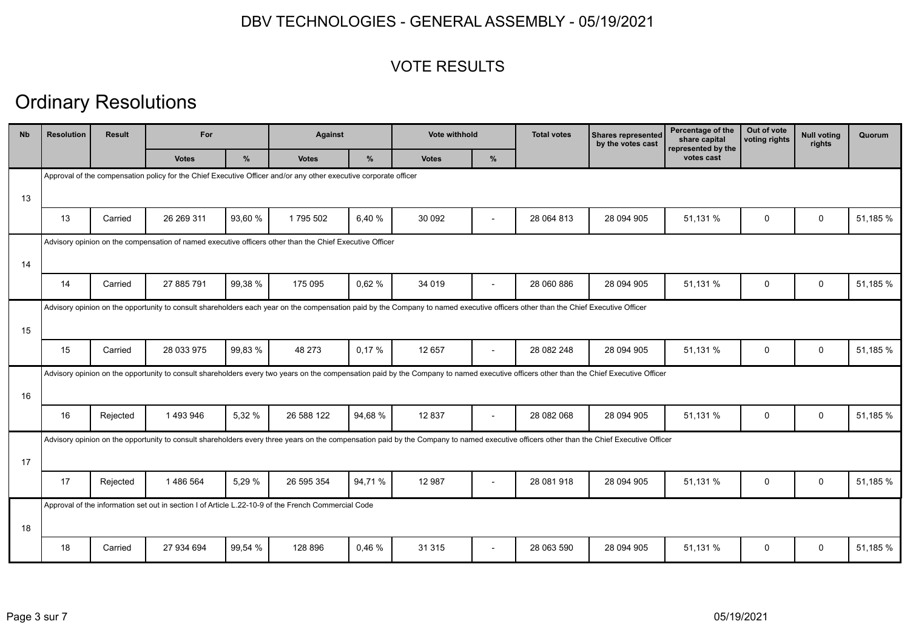DBV TECHNOLOGIES - GENERAL ASSEMBLY - 05/19/2021

## VOTE RESULTS

# Ordinary Resolutions

| Nb | Resolution | Result | For | | Against | | Vote withhold | | Total votes | Shares represented by the votes cast | Percentage of the share capital represented by the votes cast | Out of vote voting rights | Null voting rights | Quorum |
|---|---|---|---|---|---|---|---|---|---|---|---|---|---|---|
| | | | Votes | % | Votes | % | Votes | % | | | | | | |
| 13 | Approval of the compensation policy for the Chief Executive Officer and/or any other executive corporate officer | | | | | | | | | | | | | |
| | 13 | Carried | 26 269 311 | 93,60 % | 1 795 502 | 6,40 % | 30 092 | - | 28 064 813 | 28 094 905 | 51,131 % | 0 | 0 | 51,185 % |
| 14 | Advisory opinion on the compensation of named executive officers other than the Chief Executive Officer | | | | | | | | | | | | | |
| | 14 | Carried | 27 885 791 | 99,38 % | 175 095 | 0,62 % | 34 019 | - | 28 060 886 | 28 094 905 | 51,131 % | 0 | 0 | 51,185 % |
| 15 | Advisory opinion on the opportunity to consult shareholders each year on the compensation paid by the Company to named executive officers other than the Chief Executive Officer | | | | | | | | | | | | | |
| | 15 | Carried | 28 033 975 | 99,83 % | 48 273 | 0,17 % | 12 657 | - | 28 082 248 | 28 094 905 | 51,131 % | 0 | 0 | 51,185 % |
| 16 | Advisory opinion on the opportunity to consult shareholders every two years on the compensation paid by the Company to named executive officers other than the Chief Executive Officer | | | | | | | | | | | | | |
| | 16 | Rejected | 1 493 946 | 5,32 % | 26 588 122 | 94,68 % | 12 837 | - | 28 082 068 | 28 094 905 | 51,131 % | 0 | 0 | 51,185 % |
| 17 | Advisory opinion on the opportunity to consult shareholders every three years on the compensation paid by the Company to named executive officers other than the Chief Executive Officer | | | | | | | | | | | | | |
| | 17 | Rejected | 1 486 564 | 5,29 % | 26 595 354 | 94,71 % | 12 987 | - | 28 081 918 | 28 094 905 | 51,131 % | 0 | 0 | 51,185 % |
| 18 | Approval of the information set out in section I of Article L.22-10-9 of the French Commercial Code | | | | | | | | | | | | | |
| | 18 | Carried | 27 934 694 | 99,54 % | 128 896 | 0,46 % | 31 315 | - | 28 063 590 | 28 094 905 | 51,131 % | 0 | 0 | 51,185 % |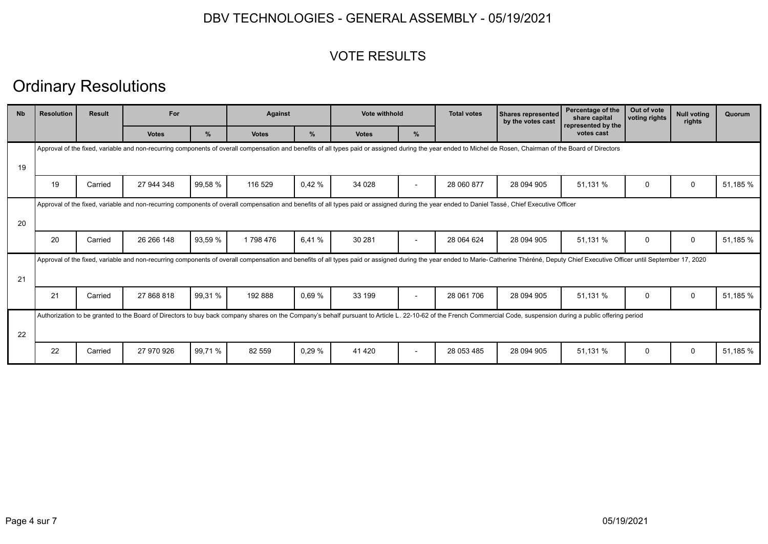DBV TECHNOLOGIES - GENERAL ASSEMBLY - 05/19/2021

VOTE RESULTS

# Ordinary Resolutions

| Nb | Resolution | Result | For | | Against | | Vote withhold | | Total votes | Shares represented by the votes cast | Percentage of the share capital represented by the votes cast | Out of vote voting rights | Null voting rights | Quorum |
|---|---|---|---|---|---|---|---|---|---|---|---|---|---|---|
| | | | Votes | % | Votes | % | Votes | % | | | | | | |
| 19 | Approval of the fixed, variable and non-recurring components of overall compensation and benefits of all types paid or assigned during the year ended to Michel de Rosen, Chairman of the Board of Directors | | | | | | | | | | | | | |
| | 19 | Carried | 27 944 348 | 99,58 % | 116 529 | 0,42 % | 34 028 | - | 28 060 877 | 28 094 905 | 51,131 % | 0 | 0 | 51,185 % |
| 20 | Approval of the fixed, variable and non-recurring components of overall compensation and benefits of all types paid or assigned during the year ended to Daniel Tassé, Chief Executive Officer | | | | | | | | | | | | | |
| | 20 | Carried | 26 266 148 | 93,59 % | 1 798 476 | 6,41 % | 30 281 | - | 28 064 624 | 28 094 905 | 51,131 % | 0 | 0 | 51,185 % |
| 21 | Approval of the fixed, variable and non-recurring components of overall compensation and benefits of all types paid or assigned during the year ended to Marie-Catherine Théréné, Deputy Chief Executive Officer until September 17, 2020 | | | | | | | | | | | | | |
| | 21 | Carried | 27 868 818 | 99,31 % | 192 888 | 0,69 % | 33 199 | - | 28 061 706 | 28 094 905 | 51,131 % | 0 | 0 | 51,185 % |
| 22 | Authorization to be granted to the Board of Directors to buy back company shares on the Company's behalf pursuant to Article L. 22-10-62 of the French Commercial Code, suspension during a public offering period | | | | | | | | | | | | | |
| | 22 | Carried | 27 970 926 | 99,71 % | 82 559 | 0,29 % | 41 420 | - | 28 053 485 | 28 094 905 | 51,131 % | 0 | 0 | 51,185 % |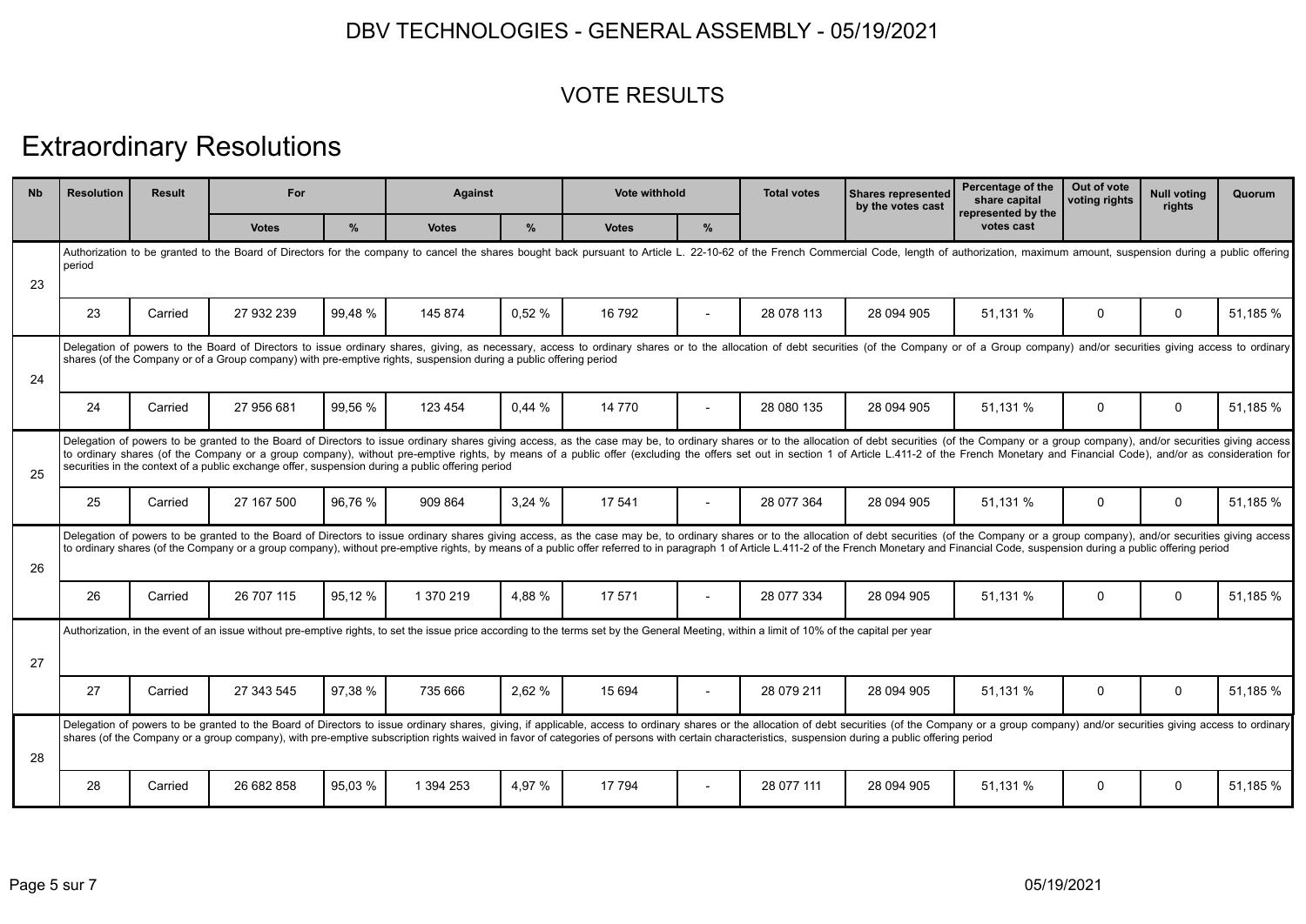# DBV TECHNOLOGIES - GENERAL ASSEMBLY - 05/19/2021

## VOTE RESULTS

# Extraordinary Resolutions

| Nb | Resolution | Result | For | | Against | | Vote withhold | | Total votes | Shares represented by the votes cast | Percentage of the share capital represented by the votes cast | Out of vote voting rights | Null voting rights | Quorum |
|---|---|---|---|---|---|---|---|---|---|---|---|---|---|---|
| | | | Votes | % | Votes | % | Votes | % | | | | | | |
| 23 | Authorization to be granted to the Board of Directors for the company to cancel the shares bought back pursuant to Article L. 22-10-62 of the French Commercial Code, length of authorization, maximum amount, suspension during a public offering period | | | | | | | | | | | | | |
| | 23 | Carried | 27 932 239 | 99,48 % | 145 874 | 0,52 % | 16 792 | - | 28 078 113 | 28 094 905 | 51,131 % | 0 | 0 | 51,185 % |
| 24 | Delegation of powers to the Board of Directors to issue ordinary shares, giving, as necessary, access to ordinary shares or to the allocation of debt securities (of the Company or of a Group company) and/or securities giving access to ordinary shares (of the Company or of a Group company) with pre-emptive rights, suspension during a public offering period | | | | | | | | | | | | | |
| | 24 | Carried | 27 956 681 | 99,56 % | 123 454 | 0,44 % | 14 770 | - | 28 080 135 | 28 094 905 | 51,131 % | 0 | 0 | 51,185 % |
| 25 | Delegation of powers to be granted to the Board of Directors to issue ordinary shares giving access, as the case may be, to ordinary shares or to the allocation of debt securities (of the Company or a group company), and/or securities giving access to ordinary shares (of the Company or a group company), without pre-emptive rights, by means of a public offer (excluding the offers set out in section 1 of Article L.411-2 of the French Monetary and Financial Code), and/or as consideration for securities in the context of a public exchange offer, suspension during a public offering period | | | | | | | | | | | | | |
| | 25 | Carried | 27 167 500 | 96,76 % | 909 864 | 3,24 % | 17 541 | - | 28 077 364 | 28 094 905 | 51,131 % | 0 | 0 | 51,185 % |
| 26 | Delegation of powers to be granted to the Board of Directors to issue ordinary shares giving access, as the case may be, to ordinary shares or to the allocation of debt securities (of the Company or a group company), and/or securities giving access to ordinary shares (of the Company or a group company), without pre-emptive rights, by means of a public offer referred to in paragraph 1 of Article L.411-2 of the French Monetary and Financial Code, suspension during a public offering period | | | | | | | | | | | | | |
| | 26 | Carried | 26 707 115 | 95,12 % | 1 370 219 | 4,88 % | 17 571 | - | 28 077 334 | 28 094 905 | 51,131 % | 0 | 0 | 51,185 % |
| 27 | Authorization, in the event of an issue without pre-emptive rights, to set the issue price according to the terms set by the General Meeting, within a limit of 10% of the capital per year | | | | | | | | | | | | | |
| | 27 | Carried | 27 343 545 | 97,38 % | 735 666 | 2,62 % | 15 694 | - | 28 079 211 | 28 094 905 | 51,131 % | 0 | 0 | 51,185 % |
| 28 | Delegation of powers to be granted to the Board of Directors to issue ordinary shares, giving, if applicable, access to ordinary shares or the allocation of debt securities (of the Company or a group company) and/or securities giving access to ordinary shares (of the Company or a group company), with pre-emptive subscription rights waived in favor of categories of persons with certain characteristics, suspension during a public offering period | | | | | | | | | | | | | |
| | 28 | Carried | 26 682 858 | 95,03 % | 1 394 253 | 4,97 % | 17 794 | - | 28 077 111 | 28 094 905 | 51,131 % | 0 | 0 | 51,185 % |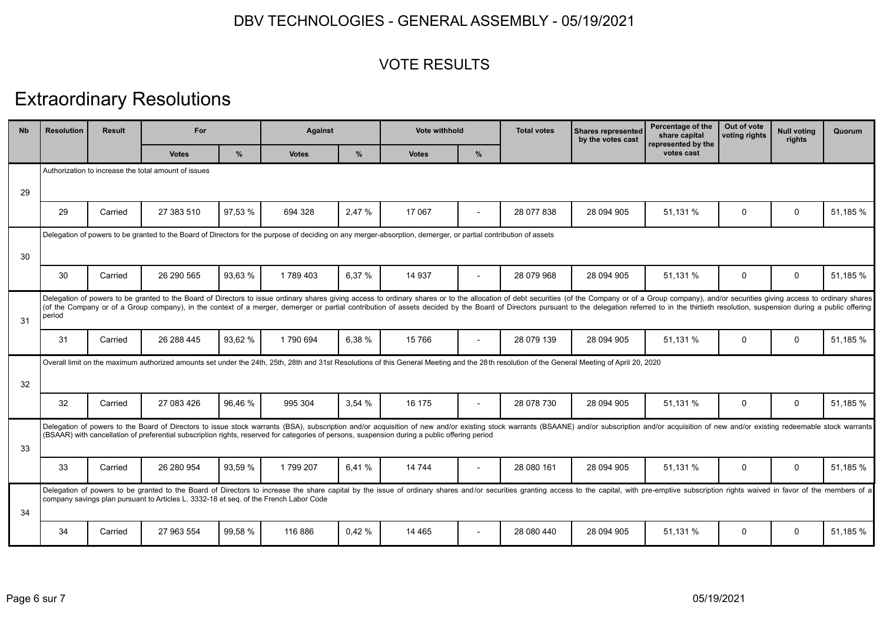DBV TECHNOLOGIES - GENERAL ASSEMBLY - 05/19/2021

VOTE RESULTS

# Extraordinary Resolutions

| Nb | Resolution | Result | For | | Against | | Vote withhold | | Total votes | Shares represented by the votes cast | Percentage of the share capital represented by the votes cast | Out of vote voting rights | Null voting rights | Quorum |
|---|---|---|---|---|---|---|---|---|---|---|---|---|---|---|
| | | | Votes | % | Votes | % | Votes | % | | | | | | |
| 29 | Authorization to increase the total amount of issues | | | | | | | | | | | | | |
| | 29 | Carried | 27 383 510 | 97,53 % | 694 328 | 2,47 % | 17 067 | - | 28 077 838 | 28 094 905 | 51,131 % | 0 | 0 | 51,185 % |
| 30 | Delegation of powers to be granted to the Board of Directors for the purpose of deciding on any merger-absorption, demerger, or partial contribution of assets | | | | | | | | | | | | | |
| | 30 | Carried | 26 290 565 | 93,63 % | 1 789 403 | 6,37 % | 14 937 | - | 28 079 968 | 28 094 905 | 51,131 % | 0 | 0 | 51,185 % |
| 31 | Delegation of powers to be granted to the Board of Directors to issue ordinary shares giving access to ordinary shares or to the allocation of debt securities (of the Company or of a Group company), and/or securities giving access to ordinary shares (of the Company or of a Group company), in the context of a merger, demerger or partial contribution of assets decided by the Board of Directors pursuant to the delegation referred to in the thirtieth resolution, suspension during a public offering period | | | | | | | | | | | | | |
| | 31 | Carried | 26 288 445 | 93,62 % | 1 790 694 | 6,38 % | 15 766 | - | 28 079 139 | 28 094 905 | 51,131 % | 0 | 0 | 51,185 % |
| 32 | Overall limit on the maximum authorized amounts set under the 24th, 25th, 28th and 31st Resolutions of this General Meeting and the 28th resolution of the General Meeting of April 20, 2020 | | | | | | | | | | | | | |
| | 32 | Carried | 27 083 426 | 96,46 % | 995 304 | 3,54 % | 16 175 | - | 28 078 730 | 28 094 905 | 51,131 % | 0 | 0 | 51,185 % |
| 33 | Delegation of powers to the Board of Directors to issue stock warrants (BSA), subscription and/or acquisition of new and/or existing stock warrants (BSAANE) and/or subscription and/or acquisition of new and/or existing redeemable stock warrants (BSAAR) with cancellation of preferential subscription rights, reserved for categories of persons, suspension during a public offering period | | | | | | | | | | | | | |
| | 33 | Carried | 26 280 954 | 93,59 % | 1 799 207 | 6,41 % | 14 744 | - | 28 080 161 | 28 094 905 | 51,131 % | 0 | 0 | 51,185 % |
| 34 | Delegation of powers to be granted to the Board of Directors to increase the share capital by the issue of ordinary shares and/or securities granting access to the capital, with pre-emptive subscription rights waived in favor of the members of a company savings plan pursuant to Articles L. 3332-18 et seq. of the French Labor Code | | | | | | | | | | | | | |
| | 34 | Carried | 27 963 554 | 99,58 % | 116 886 | 0,42 % | 14 465 | - | 28 080 440 | 28 094 905 | 51,131 % | 0 | 0 | 51,185 % |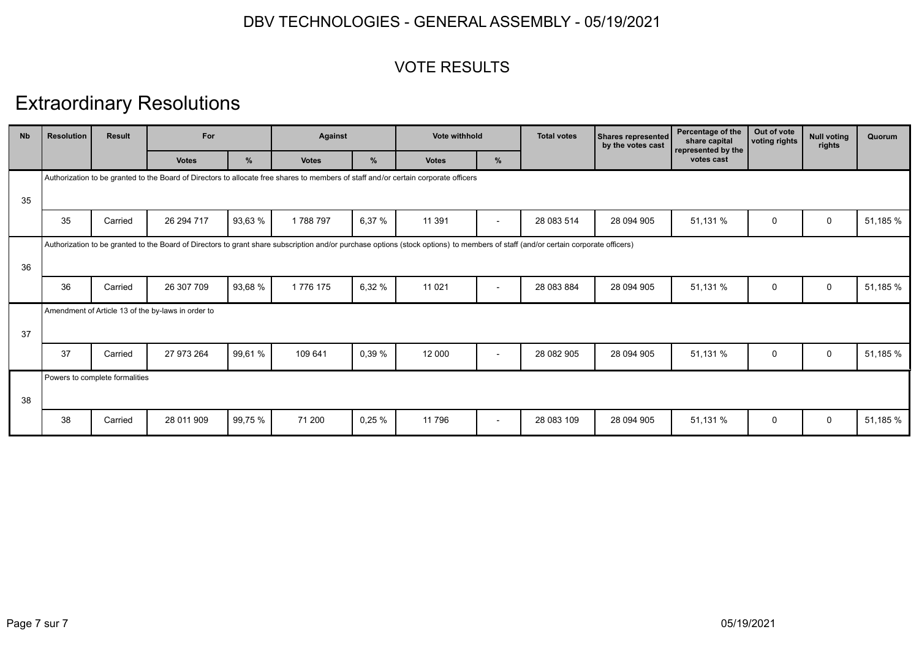DBV TECHNOLOGIES - GENERAL ASSEMBLY - 05/19/2021

VOTE RESULTS

# Extraordinary Resolutions

| Nb | Resolution | Result | For | | Against | | Vote withhold | | Total votes | Shares represented by the votes cast | Percentage of the share capital represented by the votes cast | Out of vote voting rights | Null voting rights | Quorum |
|---|---|---|---|---|---|---|---|---|---|---|---|---|---|---|
| | | | Votes | % | Votes | % | Votes | % | | | | | | |
| 35 | Authorization to be granted to the Board of Directors to allocate free shares to members of staff and/or certain corporate officers | | | | | | | | | | | | | |
| | 35 | Carried | 26 294 717 | 93,63 % | 1 788 797 | 6,37 % | 11 391 | - | 28 083 514 | 28 094 905 | 51,131 % | 0 | 0 | 51,185 % |
| 36 | Authorization to be granted to the Board of Directors to grant share subscription and/or purchase options (stock options) to members of staff (and/or certain corporate officers) | | | | | | | | | | | | | |
| | 36 | Carried | 26 307 709 | 93,68 % | 1 776 175 | 6,32 % | 11 021 | - | 28 083 884 | 28 094 905 | 51,131 % | 0 | 0 | 51,185 % |
| 37 | Amendment of Article 13 of the by-laws in order to | | | | | | | | | | | | | |
| | 37 | Carried | 27 973 264 | 99,61 % | 109 641 | 0,39 % | 12 000 | - | 28 082 905 | 28 094 905 | 51,131 % | 0 | 0 | 51,185 % |
| 38 | Powers to complete formalities | | | | | | | | | | | | | |
| | 38 | Carried | 28 011 909 | 99,75 % | 71 200 | 0,25 % | 11 796 | - | 28 083 109 | 28 094 905 | 51,131 % | 0 | 0 | 51,185 % |